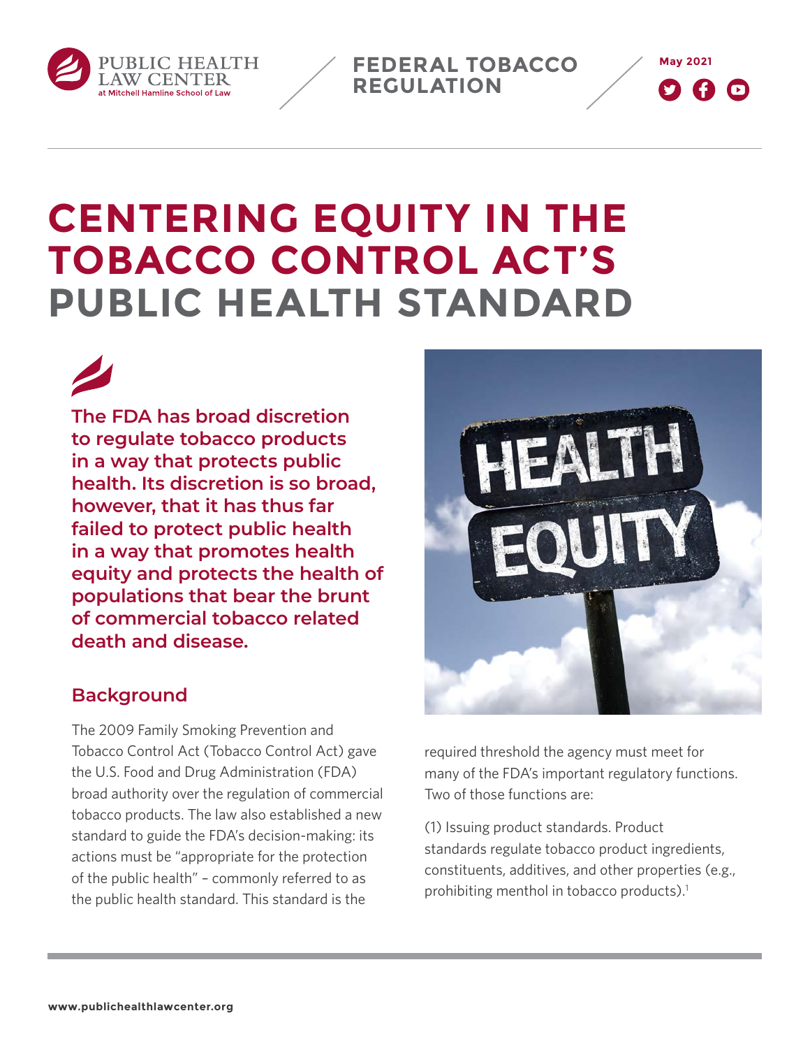# CENTERING EQUITY IN THE TOBACCO CONTROL ACT'S PUBLIC HEALTH STANDARD

**The FDA has broad discretion to regulate tobacco products in a way that protects public health. Its discretion is so broad, however, that it has thus far failed to protect public health in a way that promotes health equity and protects the health of populations that bear the brunt of commercial tobacco related death and disease.**

## Background

The 2009 Family Smoking Prevention and Tobacco Control Act (Tobacco Control Act) gave the U.S. Food and Drug Administration (FDA) broad authority over the regulation of commercial tobacco products. The law also established a new standard to guide the FDA's decision-making: its actions must be "appropriate for the protection of the public health" – commonly referred to as the public health standard. This standard is the required threshold the agency must meet for many of the FDA's important regulatory functions. Two of those functions are:

(1) Issuing product standards. Product standards regulate tobacco product ingredients, constituents, additives, and other properties (e.g., prohibiting menthol in tobacco products).[1]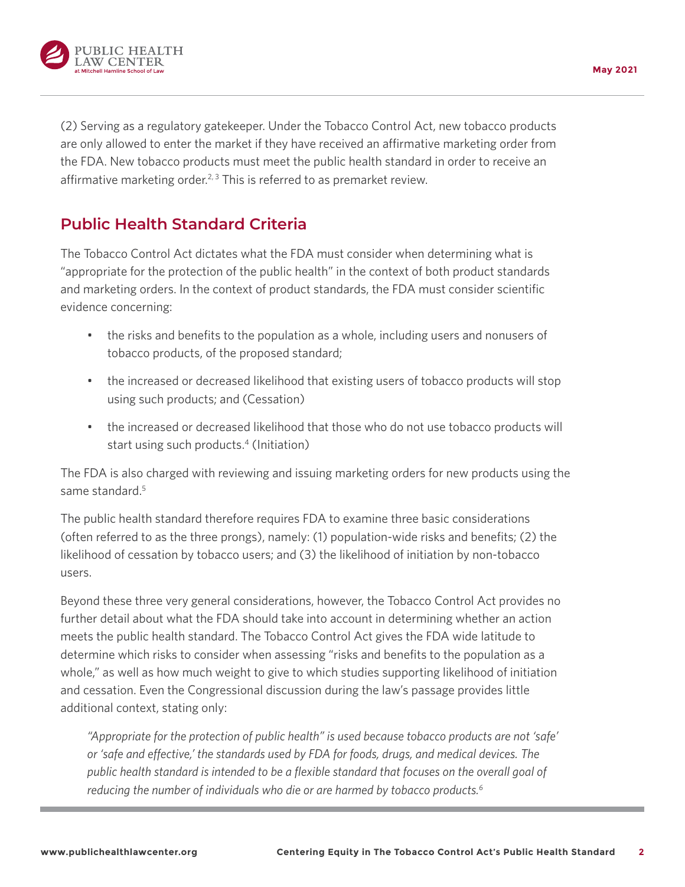(2) Serving as a regulatory gatekeeper. Under the Tobacco Control Act, new tobacco products are only allowed to enter the market if they have received an affirmative marketing order from the FDA. New tobacco products must meet the public health standard in order to receive an affirmative marketing order.[2, 3] This is referred to as premarket review.

## Public Health Standard Criteria

The Tobacco Control Act dictates what the FDA must consider when determining what is "appropriate for the protection of the public health" in the context of both product standards and marketing orders. In the context of product standards, the FDA must consider scientific evidence concerning:

- the risks and benefits to the population as a whole, including users and nonusers of tobacco products, of the proposed standard;
- the increased or decreased likelihood that existing users of tobacco products will stop using such products; and (Cessation)
- the increased or decreased likelihood that those who do not use tobacco products will start using such products.[4] (Initiation)

The FDA is also charged with reviewing and issuing marketing orders for new products using the same standard.[5]

The public health standard therefore requires FDA to examine three basic considerations (often referred to as the three prongs), namely: (1) population-wide risks and benefits; (2) the likelihood of cessation by tobacco users; and (3) the likelihood of initiation by non-tobacco users.

Beyond these three very general considerations, however, the Tobacco Control Act provides no further detail about what the FDA should take into account in determining whether an action meets the public health standard. The Tobacco Control Act gives the FDA wide latitude to determine which risks to consider when assessing "risks and benefits to the population as a whole," as well as how much weight to give to which studies supporting likelihood of initiation and cessation. Even the Congressional discussion during the law's passage provides little additional context, stating only:

> *"Appropriate for the protection of public health" is used because tobacco products are not 'safe' or 'safe and effective,' the standards used by FDA for foods, drugs, and medical devices. The public health standard is intended to be a flexible standard that focuses on the overall goal of reducing the number of individuals who die or are harmed by tobacco products.*[6]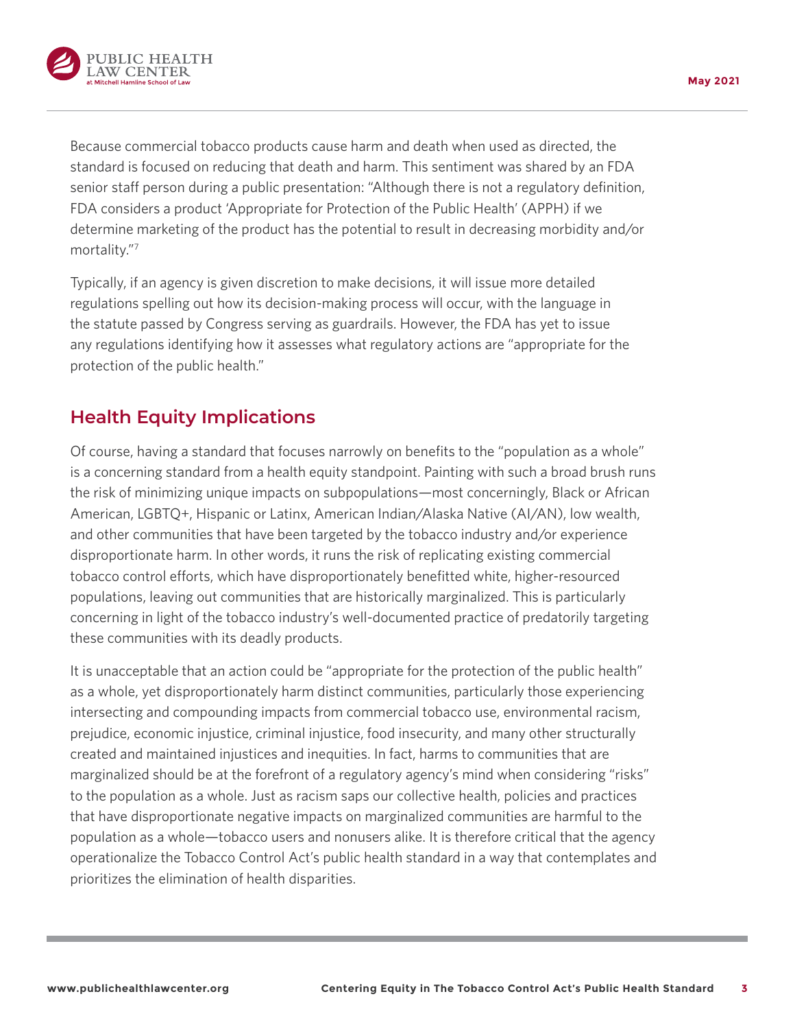Because commercial tobacco products cause harm and death when used as directed, the standard is focused on reducing that death and harm. This sentiment was shared by an FDA senior staff person during a public presentation: "Although there is not a regulatory definition, FDA considers a product 'Appropriate for Protection of the Public Health' (APPH) if we determine marketing of the product has the potential to result in decreasing morbidity and/or mortality."[7]

Typically, if an agency is given discretion to make decisions, it will issue more detailed regulations spelling out how its decision-making process will occur, with the language in the statute passed by Congress serving as guardrails. However, the FDA has yet to issue any regulations identifying how it assesses what regulatory actions are "appropriate for the protection of the public health."

## Health Equity Implications

Of course, having a standard that focuses narrowly on benefits to the "population as a whole" is a concerning standard from a health equity standpoint. Painting with such a broad brush runs the risk of minimizing unique impacts on subpopulations—most concerningly, Black or African American, LGBTQ+, Hispanic or Latinx, American Indian/Alaska Native (AI/AN), low wealth, and other communities that have been targeted by the tobacco industry and/or experience disproportionate harm. In other words, it runs the risk of replicating existing commercial tobacco control efforts, which have disproportionately benefitted white, higher-resourced populations, leaving out communities that are historically marginalized. This is particularly concerning in light of the tobacco industry's well-documented practice of predatorily targeting these communities with its deadly products.

It is unacceptable that an action could be "appropriate for the protection of the public health" as a whole, yet disproportionately harm distinct communities, particularly those experiencing intersecting and compounding impacts from commercial tobacco use, environmental racism, prejudice, economic injustice, criminal injustice, food insecurity, and many other structurally created and maintained injustices and inequities. In fact, harms to communities that are marginalized should be at the forefront of a regulatory agency's mind when considering "risks" to the population as a whole. Just as racism saps our collective health, policies and practices that have disproportionate negative impacts on marginalized communities are harmful to the population as a whole—tobacco users and nonusers alike. It is therefore critical that the agency operationalize the Tobacco Control Act's public health standard in a way that contemplates and prioritizes the elimination of health disparities.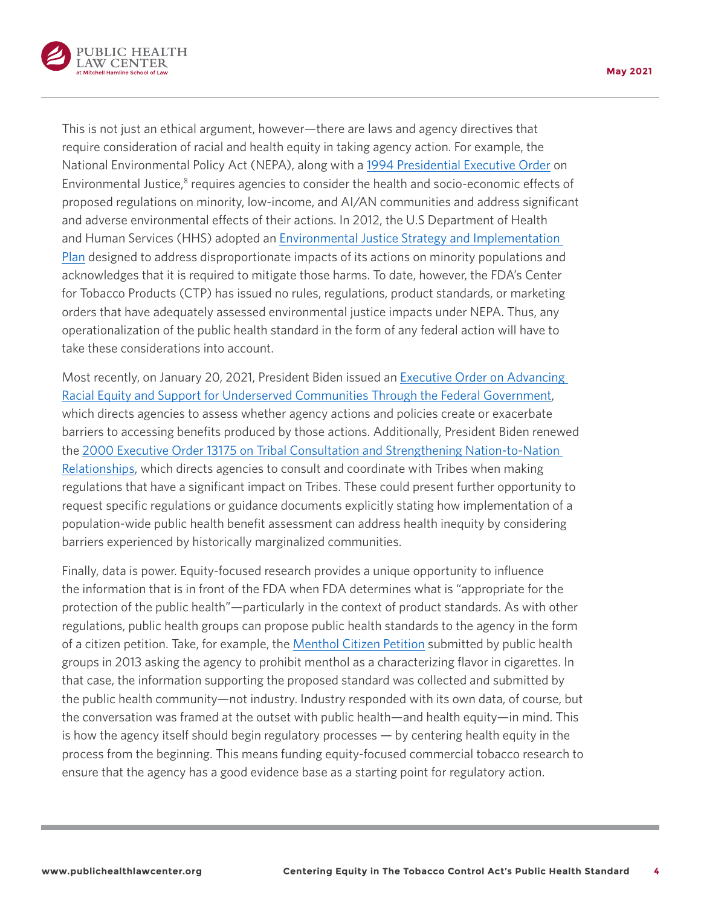This is not just an ethical argument, however—there are laws and agency directives that require consideration of racial and health equity in taking agency action. For example, the National Environmental Policy Act (NEPA), along with a 1994 Presidential Executive Order on Environmental Justice,[8] requires agencies to consider the health and socio-economic effects of proposed regulations on minority, low-income, and AI/AN communities and address significant and adverse environmental effects of their actions. In 2012, the U.S Department of Health and Human Services (HHS) adopted an Environmental Justice Strategy and Implementation Plan designed to address disproportionate impacts of its actions on minority populations and acknowledges that it is required to mitigate those harms. To date, however, the FDA's Center for Tobacco Products (CTP) has issued no rules, regulations, product standards, or marketing orders that have adequately assessed environmental justice impacts under NEPA. Thus, any operationalization of the public health standard in the form of any federal action will have to take these considerations into account.

Most recently, on January 20, 2021, President Biden issued an Executive Order on Advancing Racial Equity and Support for Underserved Communities Through the Federal Government, which directs agencies to assess whether agency actions and policies create or exacerbate barriers to accessing benefits produced by those actions. Additionally, President Biden renewed the 2000 Executive Order 13175 on Tribal Consultation and Strengthening Nation-to-Nation Relationships, which directs agencies to consult and coordinate with Tribes when making regulations that have a significant impact on Tribes. These could present further opportunity to request specific regulations or guidance documents explicitly stating how implementation of a population-wide public health benefit assessment can address health inequity by considering barriers experienced by historically marginalized communities.

Finally, data is power. Equity-focused research provides a unique opportunity to influence the information that is in front of the FDA when FDA determines what is "appropriate for the protection of the public health"—particularly in the context of product standards. As with other regulations, public health groups can propose public health standards to the agency in the form of a citizen petition. Take, for example, the Menthol Citizen Petition submitted by public health groups in 2013 asking the agency to prohibit menthol as a characterizing flavor in cigarettes. In that case, the information supporting the proposed standard was collected and submitted by the public health community—not industry. Industry responded with its own data, of course, but the conversation was framed at the outset with public health—and health equity—in mind. This is how the agency itself should begin regulatory processes — by centering health equity in the process from the beginning. This means funding equity-focused commercial tobacco research to ensure that the agency has a good evidence base as a starting point for regulatory action.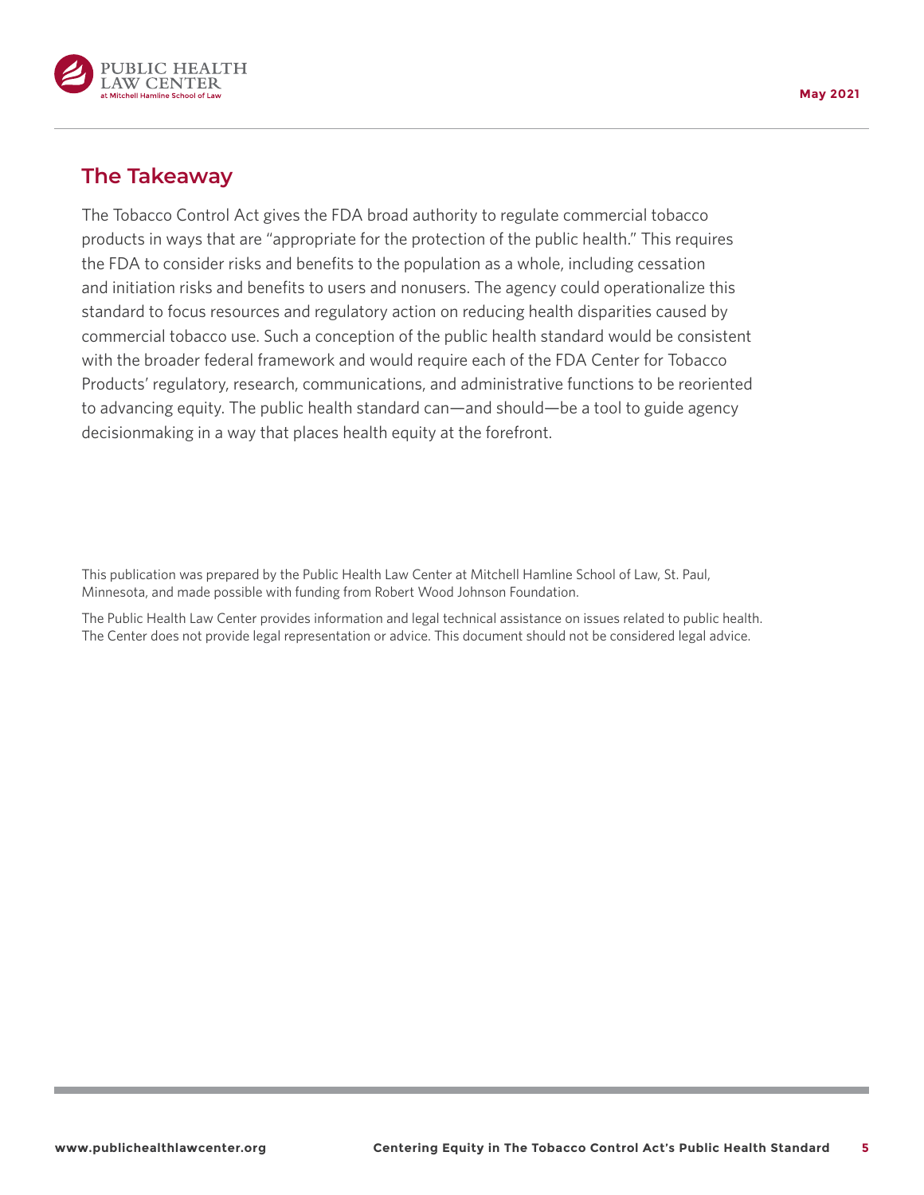## The Takeaway

The Tobacco Control Act gives the FDA broad authority to regulate commercial tobacco products in ways that are "appropriate for the protection of the public health." This requires the FDA to consider risks and benefits to the population as a whole, including cessation and initiation risks and benefits to users and nonusers. The agency could operationalize this standard to focus resources and regulatory action on reducing health disparities caused by commercial tobacco use. Such a conception of the public health standard would be consistent with the broader federal framework and would require each of the FDA Center for Tobacco Products' regulatory, research, communications, and administrative functions to be reoriented to advancing equity. The public health standard can—and should—be a tool to guide agency decisionmaking in a way that places health equity at the forefront.

This publication was prepared by the Public Health Law Center at Mitchell Hamline School of Law, St. Paul, Minnesota, and made possible with funding from Robert Wood Johnson Foundation.

The Public Health Law Center provides information and legal technical assistance on issues related to public health. The Center does not provide legal representation or advice. This document should not be considered legal advice.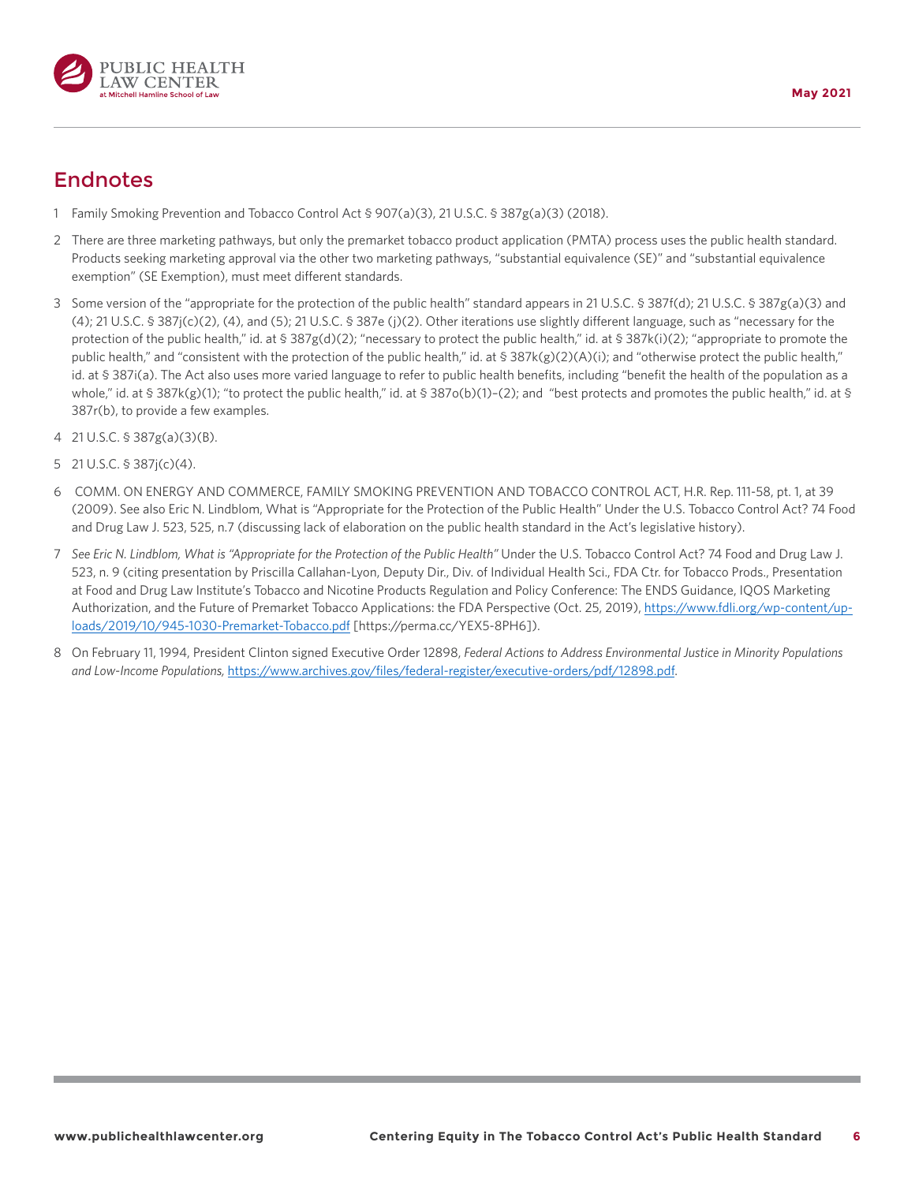## Endnotes

1. Family Smoking Prevention and Tobacco Control Act § 907(a)(3), 21 U.S.C. § 387g(a)(3) (2018).
2. There are three marketing pathways, but only the premarket tobacco product application (PMTA) process uses the public health standard. Products seeking marketing approval via the other two marketing pathways, "substantial equivalence (SE)" and "substantial equivalence exemption" (SE Exemption), must meet different standards.
3. Some version of the "appropriate for the protection of the public health" standard appears in 21 U.S.C. § 387f(d); 21 U.S.C. § 387g(a)(3) and (4); 21 U.S.C. § 387j(c)(2), (4), and (5); 21 U.S.C. § 387e (j)(2). Other iterations use slightly different language, such as "necessary for the protection of the public health," id. at § 387g(d)(2); "necessary to protect the public health," id. at § 387k(i)(2); "appropriate to promote the public health," and "consistent with the protection of the public health," id. at § 387k(g)(2)(A)(i); and "otherwise protect the public health," id. at § 387i(a). The Act also uses more varied language to refer to public health benefits, including "benefit the health of the population as a whole," id. at § 387k(g)(1); "to protect the public health," id. at § 387o(b)(1)–(2); and "best protects and promotes the public health," id. at § 387r(b), to provide a few examples.
4. 21 U.S.C. § 387g(a)(3)(B).
5. 21 U.S.C. § 387j(c)(4).
6. COMM. ON ENERGY AND COMMERCE, FAMILY SMOKING PREVENTION AND TOBACCO CONTROL ACT, H.R. Rep. 111-58, pt. 1, at 39 (2009). See also Eric N. Lindblom, What is "Appropriate for the Protection of the Public Health" Under the U.S. Tobacco Control Act? 74 Food and Drug Law J. 523, 525, n.7 (discussing lack of elaboration on the public health standard in the Act's legislative history).
7. *See Eric N. Lindblom, What is "Appropriate for the Protection of the Public Health"* Under the U.S. Tobacco Control Act? 74 Food and Drug Law J. 523, n. 9 (citing presentation by Priscilla Callahan-Lyon, Deputy Dir., Div. of Individual Health Sci., FDA Ctr. for Tobacco Prods., Presentation at Food and Drug Law Institute's Tobacco and Nicotine Products Regulation and Policy Conference: The ENDS Guidance, IQOS Marketing Authorization, and the Future of Premarket Tobacco Applications: the FDA Perspective (Oct. 25, 2019), https://www.fdli.org/wp-content/uploads/2019/10/945-1030-Premarket-Tobacco.pdf [https://perma.cc/YEX5-8PH6]).
8. On February 11, 1994, President Clinton signed Executive Order 12898, *Federal Actions to Address Environmental Justice in Minority Populations and Low-Income Populations,* https://www.archives.gov/files/federal-register/executive-orders/pdf/12898.pdf.